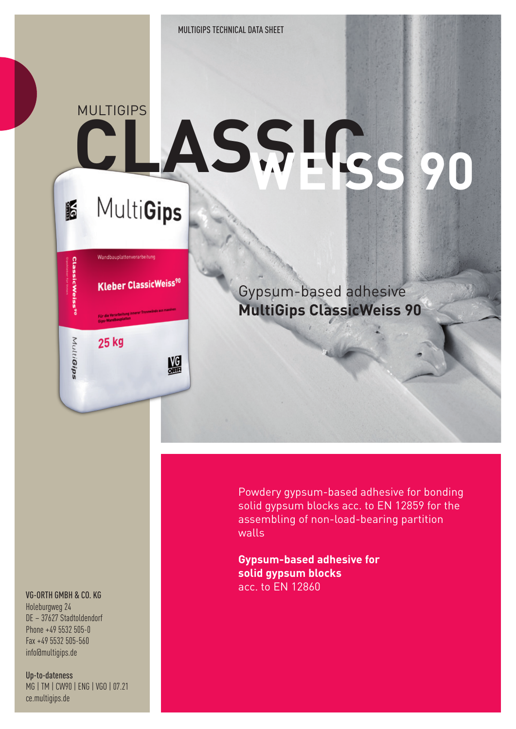MULTIGIPS TECHNICAL DATA SHEET

# MULTIGIPS CLASSIC WEISS 90

## Gypsum-based adhesive **MultiGips ClassicWeiss 90**

Powdery gypsum-based adhesive for bonding solid gypsum blocks acc. to EN 12859 for the assembling of non-load-bearing partition walls

**Gypsum-based adhesive for solid gypsum blocks** acc. to EN 12860

**VG-ORTH GMBH & CO. KG**
Holeburgweg 24
DE – 37627 Stadtoldendorf
Phone +49 5532 505-0
Fax +49 5532 505-560
info@multigips.de

**Up-to-dateness**
MG | TM | CW90 | ENG | VGO | 07.21
ce.multigips.de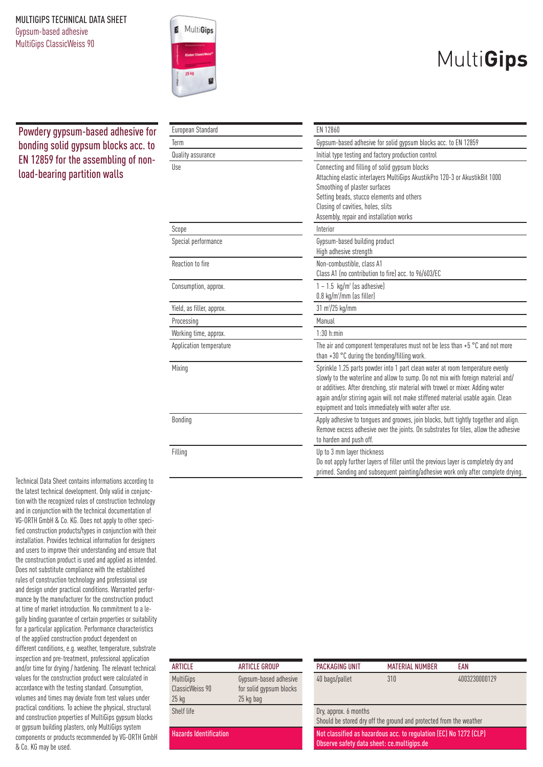MULTIGIPS TECHNICAL DATA SHEET

Gypsum-based adhesive

MultiGips ClassicWeiss 90

MultiGips

## Powdery gypsum-based adhesive for bonding solid gypsum blocks acc. to EN 12859 for the assembling of non-load-bearing partition walls

| | |
|---|---|
| European Standard | EN 12860 |
| Term | Gypsum-based adhesive for solid gypsum blocks acc. to EN 12859 |
| Quality assurance | Initial type testing and factory production control |
| Use | Connecting and filling of solid gypsum blocks<br>Attaching elastic interlayers MultiGips AkustikPro 120-3 or AkustikBit 1000<br>Smoothing of plaster surfaces<br>Setting beads, stucco elements and others<br>Closing of cavities, holes, slits<br>Assembly, repair and installation works |
| Scope | Interior |
| Special performance | Gypsum-based building product<br>High adhesive strength |
| Reaction to fire | Non-combustible, class A1<br>Class A1 (no contribution to fire) acc. to 96/603/EC |
| Consumption, approx. | 1 – 1.5 kg/m² (as adhesive)<br>0.8 kg/m²/mm (as filler) |
| Yield, as filler, approx. | 31 m²/25 kg/mm |
| Processing | Manual |
| Working time, approx. | 1:30 h:min |
| Application temperature | The air and component temperatures must not be less than +5 °C and not more than +30 °C during the bonding/filling work. |
| Mixing | Sprinkle 1.25 parts powder into 1 part clean water at room temperature evenly slowly to the waterline and allow to sump. Do not mix with foreign material and/or additives. After drenching, stir material with trowel or mixer. Adding water again and/or stirring again will not make stiffened material usable again. Clean equipment and tools immediately with water after use. |
| Bonding | Apply adhesive to tongues and grooves, join blocks, butt tightly together and align. Remove excess adhesive over the joints. On substrates for tiles, allow the adhesive to harden and push off. |
| Filling | Up to 3 mm layer thickness<br>Do not apply further layers of filler until the previous layer is completely dry and primed. Sanding and subsequent painting/adhesive work only after complete drying. |

Technical Data Sheet contains informations according to the latest technical development. Only valid in conjunction with the recognized rules of construction technology and in conjunction with the technical documentation of VG-ORTH GmbH & Co. KG. Does not apply to other specified construction products/types in conjunction with their installation. Provides technical information for designers and users to improve their understanding and ensure that the construction product is used and applied as intended. Does not substitute compliance with the established rules of construction technology and professional use and design under practical conditions. Warranted performance by the manufacturer for the construction product at time of market introduction. No commitment to a legally binding guarantee of certain properties or suitability for a particular application. Performance characteristics of the applied construction product dependent on different conditions, e.g. weather, temperature, substrate inspection and pre-treatment, professional application and/or time for drying / hardening. The relevant technical values for the construction product were calculated in accordance with the testing standard. Consumption, volumes and times may deviate from test values under practical conditions. To achieve the physical, structural and construction properties of MultiGips gypsum blocks or gypsum building plasters, only MultiGips system components or products recommended by VG-ORTH GmbH & Co. KG may be used.

| ARTICLE | ARTICLE GROUP | PACKAGING UNIT | MATERIAL NUMBER | EAN |
|---|---|---|---|---|
| MultiGips ClassicWeiss 90 25 kg | Gypsum-based adhesive for solid gypsum blocks 25 kg bag | 40 bags/pallet | 310 | 4003230000129 |
| Shelf life | | Dry, approx. 6 months<br>Should be stored dry off the ground and protected from the weather | | |
| Hazards Identification | | Not classified as hazardous acc. to regulation (EC) No 1272 (CLP)<br>Observe safety data sheet: ce.multigips.de | | |